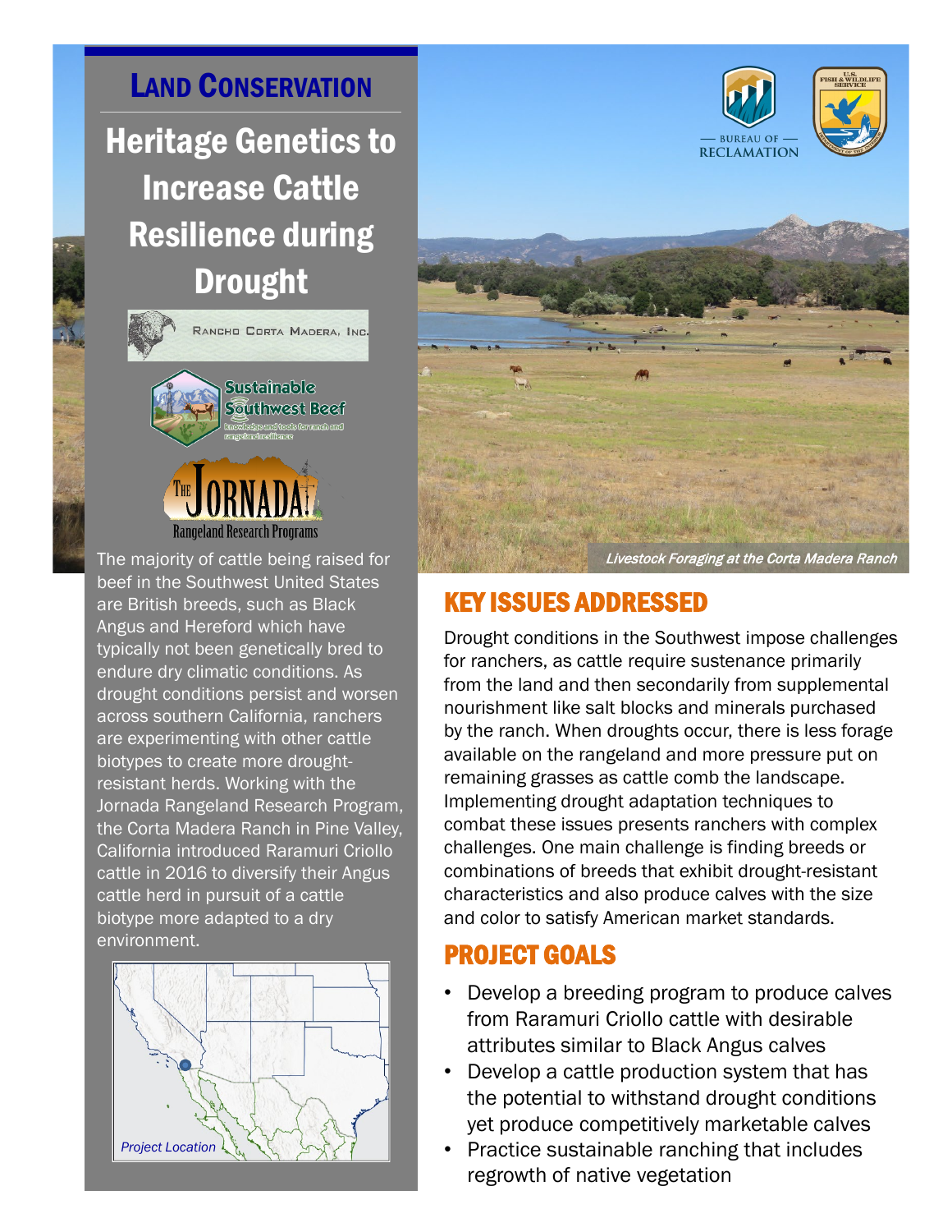# LAND CONSERVATION

## Heritage Genetics to Increase Cattle Resilience during Drought

Rancho Corta Madera, Inc.

Sustainable Southwest Beef — knowledge and tools for ranch and rangeland resilience

The Jornada Rangeland Research Programs

The majority of cattle being raised for beef in the Southwest United States are British breeds, such as Black Angus and Hereford which have typically not been genetically bred to endure dry climatic conditions. As drought conditions persist and worsen across southern California, ranchers are experimenting with other cattle biotypes to create more drought-resistant herds. Working with the Jornada Rangeland Research Program, the Corta Madera Ranch in Pine Valley, California introduced Raramuri Criollo cattle in 2016 to diversify their Angus cattle herd in pursuit of a cattle biotype more adapted to a dry environment.

*Project Location*

*Livestock Foraging at the Corta Madera Ranch*

## KEY ISSUES ADDRESSED

Drought conditions in the Southwest impose challenges for ranchers, as cattle require sustenance primarily from the land and then secondarily from supplemental nourishment like salt blocks and minerals purchased by the ranch. When droughts occur, there is less forage available on the rangeland and more pressure put on remaining grasses as cattle comb the landscape. Implementing drought adaptation techniques to combat these issues presents ranchers with complex challenges. One main challenge is finding breeds or combinations of breeds that exhibit drought-resistant characteristics and also produce calves with the size and color to satisfy American market standards.

## PROJECT GOALS

- Develop a breeding program to produce calves from Raramuri Criollo cattle with desirable attributes similar to Black Angus calves
- Develop a cattle production system that has the potential to withstand drought conditions yet produce competitively marketable calves
- Practice sustainable ranching that includes regrowth of native vegetation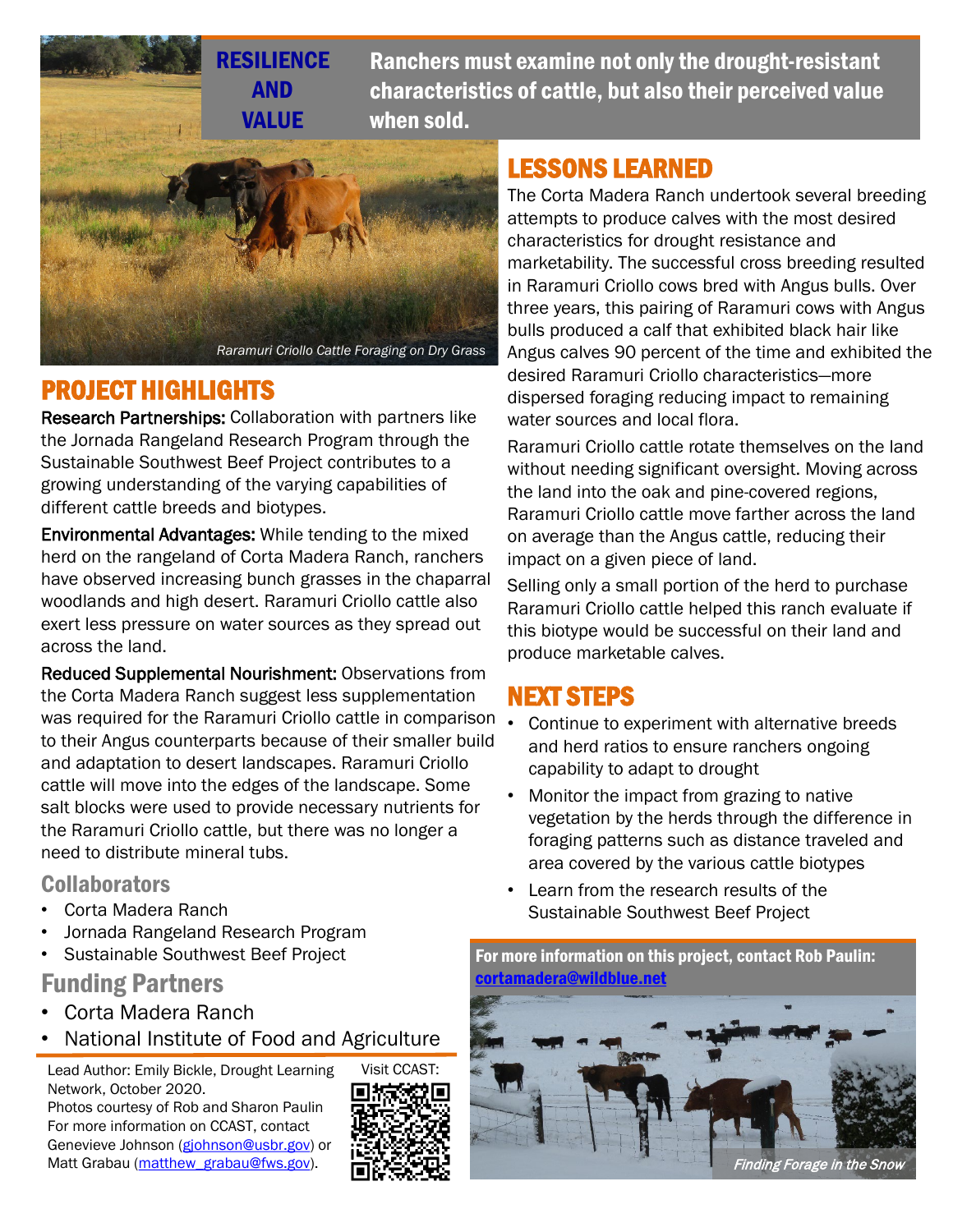## RESILIENCE AND VALUE

**Ranchers must examine not only the drought-resistant characteristics of cattle, but also their perceived value when sold.**

*Raramuri Criollo Cattle Foraging on Dry Grass*

## PROJECT HIGHLIGHTS

**Research Partnerships:** Collaboration with partners like the Jornada Rangeland Research Program through the Sustainable Southwest Beef Project contributes to a growing understanding of the varying capabilities of different cattle breeds and biotypes.

**Environmental Advantages:** While tending to the mixed herd on the rangeland of Corta Madera Ranch, ranchers have observed increasing bunch grasses in the chaparral woodlands and high desert. Raramuri Criollo cattle also exert less pressure on water sources as they spread out across the land.

**Reduced Supplemental Nourishment:** Observations from the Corta Madera Ranch suggest less supplementation was required for the Raramuri Criollo cattle in comparison to their Angus counterparts because of their smaller build and adaptation to desert landscapes. Raramuri Criollo cattle will move into the edges of the landscape. Some salt blocks were used to provide necessary nutrients for the Raramuri Criollo cattle, but there was no longer a need to distribute mineral tubs.

### Collaborators

- Corta Madera Ranch
- Jornada Rangeland Research Program
- Sustainable Southwest Beef Project

### Funding Partners

- Corta Madera Ranch
- National Institute of Food and Agriculture

## LESSONS LEARNED

The Corta Madera Ranch undertook several breeding attempts to produce calves with the most desired characteristics for drought resistance and marketability. The successful cross breeding resulted in Raramuri Criollo cows bred with Angus bulls. Over three years, this pairing of Raramuri cows with Angus bulls produced a calf that exhibited black hair like Angus calves 90 percent of the time and exhibited the desired Raramuri Criollo characteristics—more dispersed foraging reducing impact to remaining water sources and local flora.

Raramuri Criollo cattle rotate themselves on the land without needing significant oversight. Moving across the land into the oak and pine-covered regions, Raramuri Criollo cattle move farther across the land on average than the Angus cattle, reducing their impact on a given piece of land.

Selling only a small portion of the herd to purchase Raramuri Criollo cattle helped this ranch evaluate if this biotype would be successful on their land and produce marketable calves.

## NEXT STEPS

- Continue to experiment with alternative breeds and herd ratios to ensure ranchers ongoing capability to adapt to drought
- Monitor the impact from grazing to native vegetation by the herds through the difference in foraging patterns such as distance traveled and area covered by the various cattle biotypes
- Learn from the research results of the Sustainable Southwest Beef Project

**For more information on this project, contact Rob Paulin: cortamadera@wildblue.net**

*Finding Forage in the Snow*

Lead Author: Emily Bickle, Drought Learning Network, October 2020.
Photos courtesy of Rob and Sharon Paulin
For more information on CCAST, contact Genevieve Johnson (gjohnson@usbr.gov) or Matt Grabau (matthew_grabau@fws.gov).

Visit CCAST: